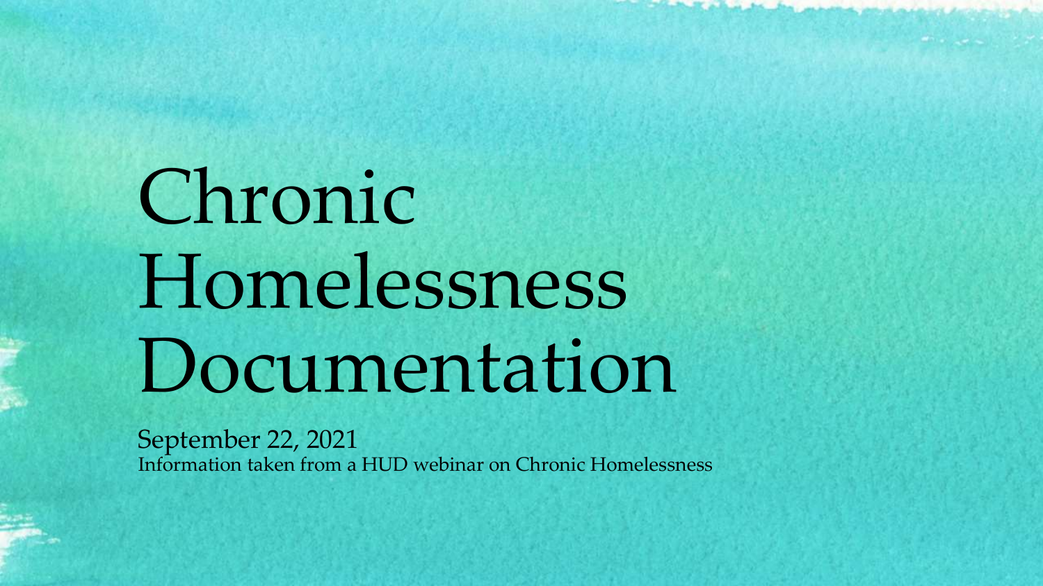# Chronic Homelessness Documentation

September 22, 2021

Information taken from a HUD webinar on Chronic Homelessness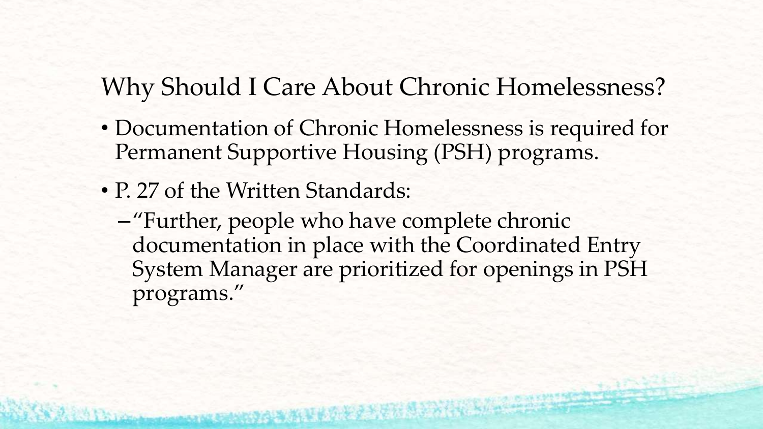## Why Should I Care About Chronic Homelessness?

- Documentation of Chronic Homelessness is required for Permanent Supportive Housing (PSH) programs.
- P. 27 of the Written Standards:
  - "Further, people who have complete chronic documentation in place with the Coordinated Entry System Manager are prioritized for openings in PSH programs."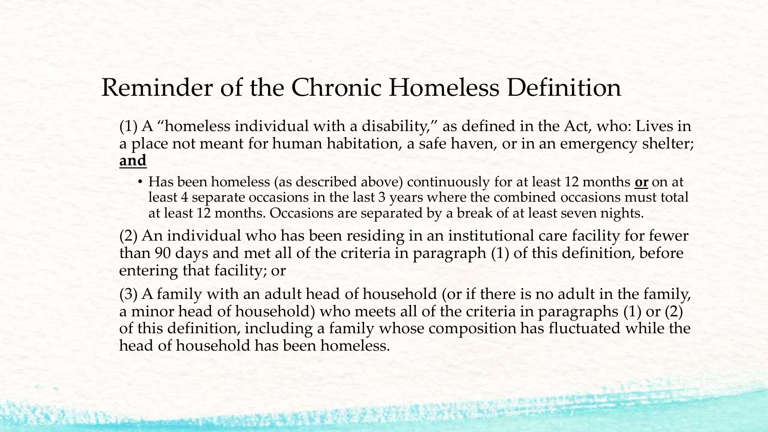# Reminder of the Chronic Homeless Definition

(1) A "homeless individual with a disability," as defined in the Act, who: Lives in a place not meant for human habitation, a safe haven, or in an emergency shelter; **and**

- Has been homeless (as described above) continuously for at least 12 months **or** on at least 4 separate occasions in the last 3 years where the combined occasions must total at least 12 months. Occasions are separated by a break of at least seven nights.

(2) An individual who has been residing in an institutional care facility for fewer than 90 days and met all of the criteria in paragraph (1) of this definition, before entering that facility; or

(3) A family with an adult head of household (or if there is no adult in the family, a minor head of household) who meets all of the criteria in paragraphs (1) or (2) of this definition, including a family whose composition has fluctuated while the head of household has been homeless.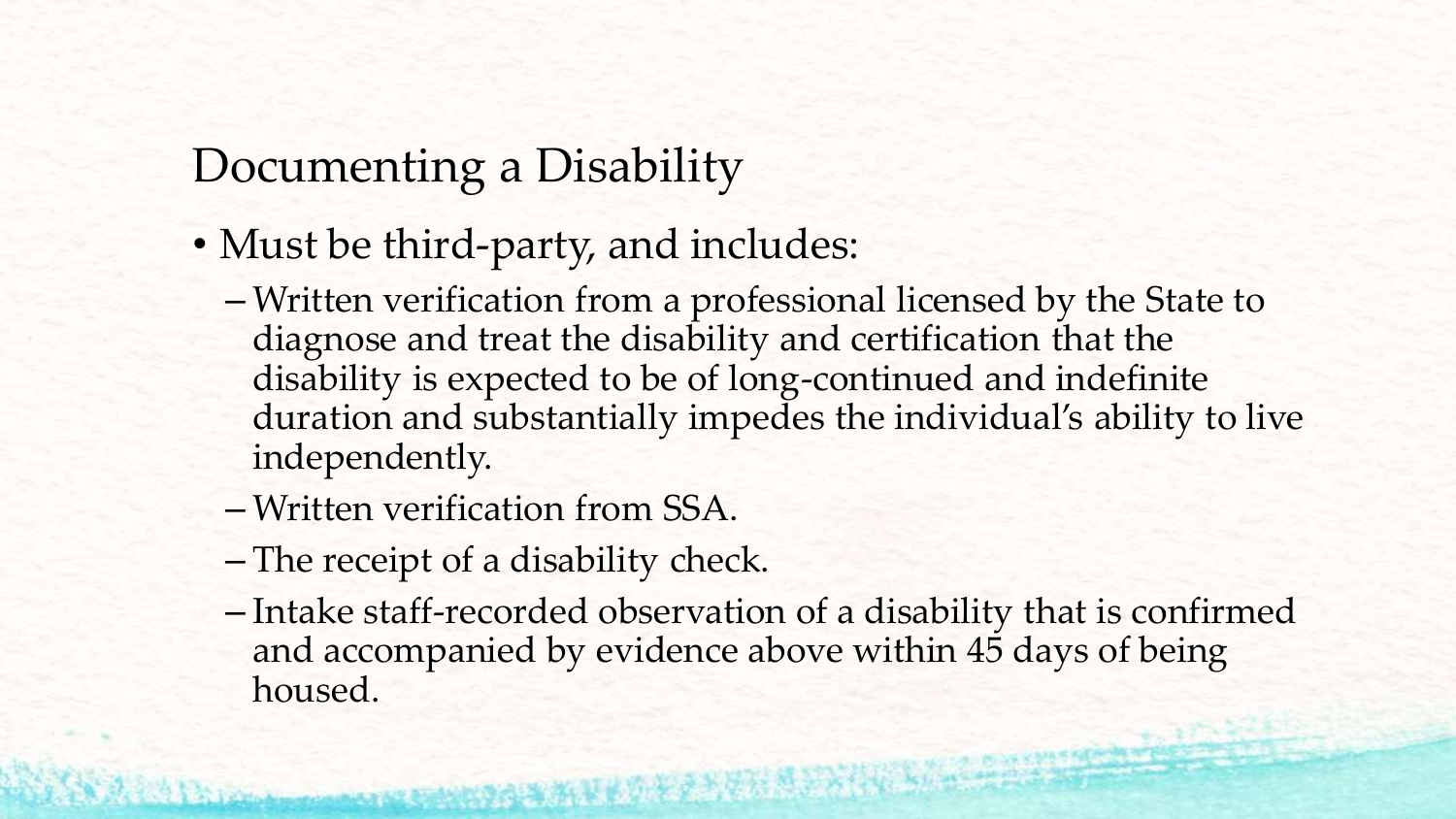# Documenting a Disability

- Must be third-party, and includes:
  - Written verification from a professional licensed by the State to diagnose and treat the disability and certification that the disability is expected to be of long-continued and indefinite duration and substantially impedes the individual's ability to live independently.
  - Written verification from SSA.
  - The receipt of a disability check.
  - Intake staff-recorded observation of a disability that is confirmed and accompanied by evidence above within 45 days of being housed.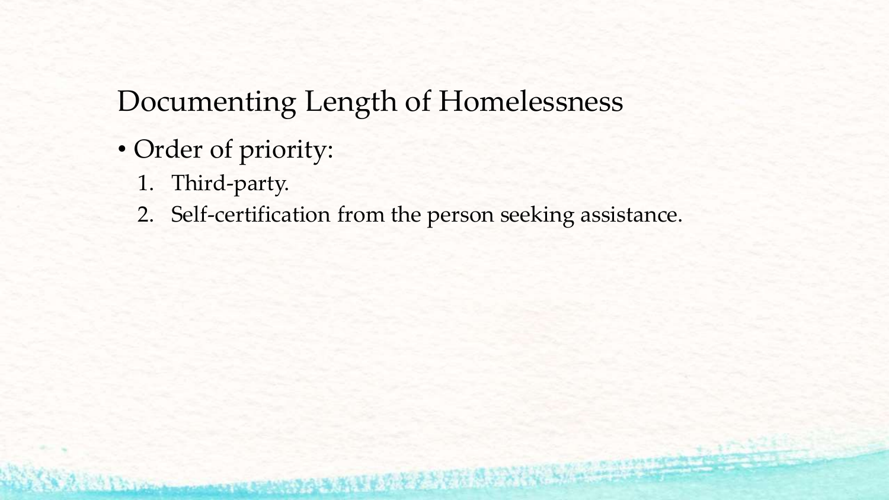## Documenting Length of Homelessness

- Order of priority:
  1. Third-party.
  2. Self-certification from the person seeking assistance.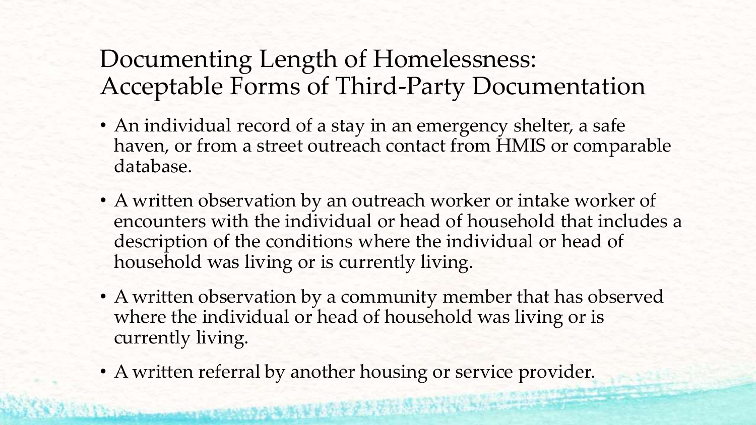# Documenting Length of Homelessness: Acceptable Forms of Third-Party Documentation

- An individual record of a stay in an emergency shelter, a safe haven, or from a street outreach contact from HMIS or comparable database.
- A written observation by an outreach worker or intake worker of encounters with the individual or head of household that includes a description of the conditions where the individual or head of household was living or is currently living.
- A written observation by a community member that has observed where the individual or head of household was living or is currently living.
- A written referral by another housing or service provider.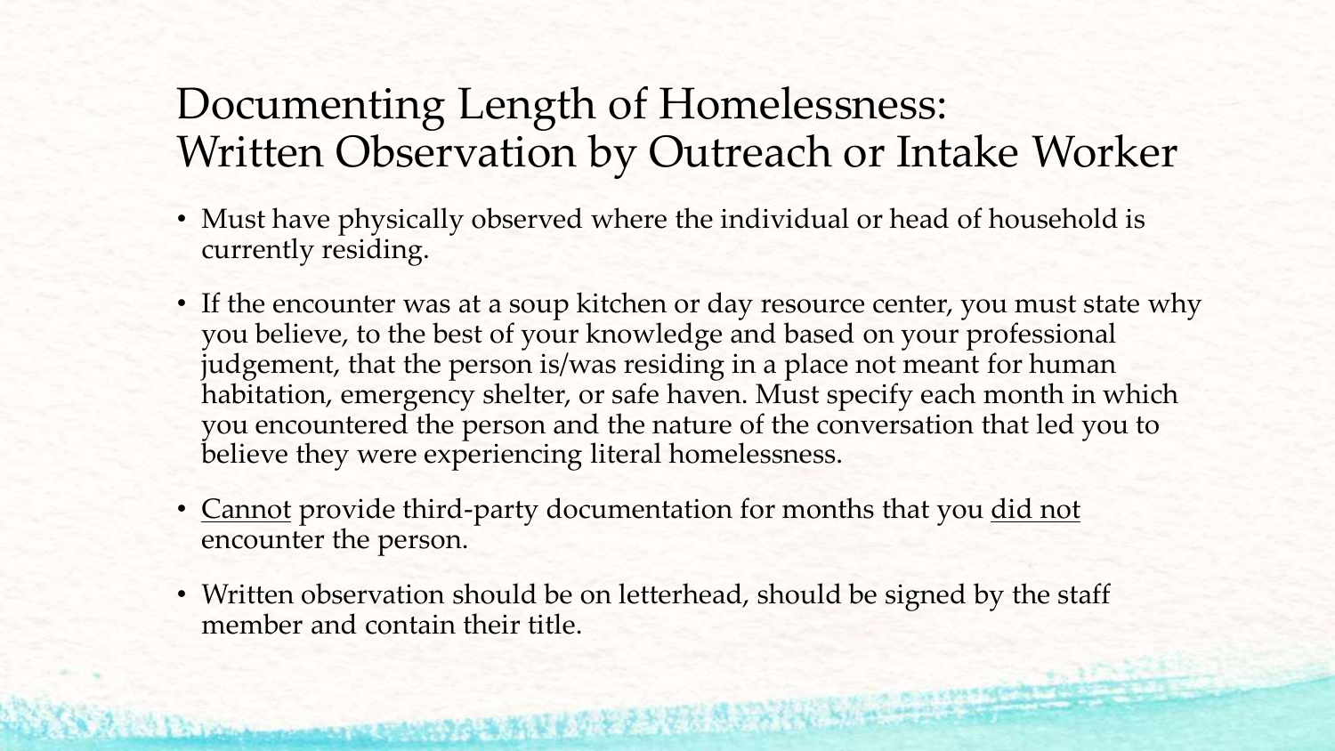# Documenting Length of Homelessness: Written Observation by Outreach or Intake Worker

- Must have physically observed where the individual or head of household is currently residing.
- If the encounter was at a soup kitchen or day resource center, you must state why you believe, to the best of your knowledge and based on your professional judgement, that the person is/was residing in a place not meant for human habitation, emergency shelter, or safe haven. Must specify each month in which you encountered the person and the nature of the conversation that led you to believe they were experiencing literal homelessness.
- <u>Cannot</u> provide third-party documentation for months that you <u>did not</u> encounter the person.
- Written observation should be on letterhead, should be signed by the staff member and contain their title.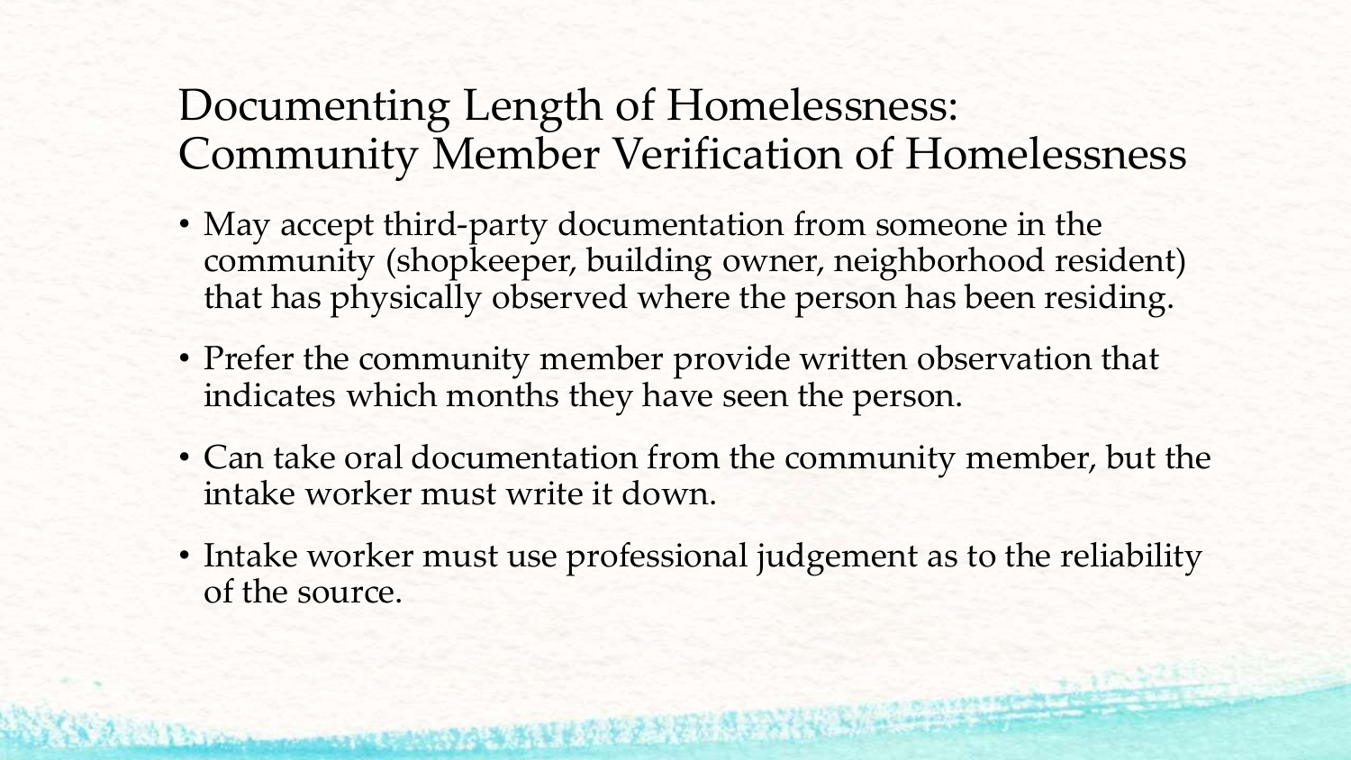# Documenting Length of Homelessness: Community Member Verification of Homelessness

- May accept third-party documentation from someone in the community (shopkeeper, building owner, neighborhood resident) that has physically observed where the person has been residing.
- Prefer the community member provide written observation that indicates which months they have seen the person.
- Can take oral documentation from the community member, but the intake worker must write it down.
- Intake worker must use professional judgement as to the reliability of the source.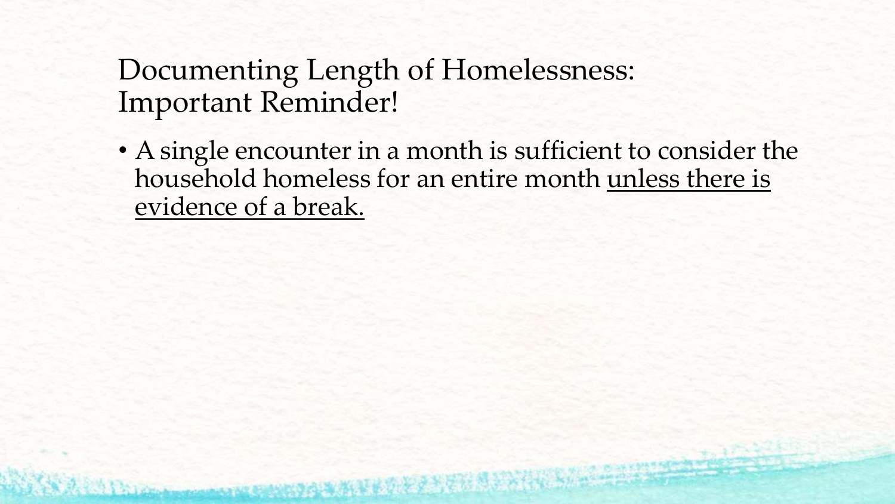# Documenting Length of Homelessness: Important Reminder!

- A single encounter in a month is sufficient to consider the household homeless for an entire month <u>unless there is evidence of a break.</u>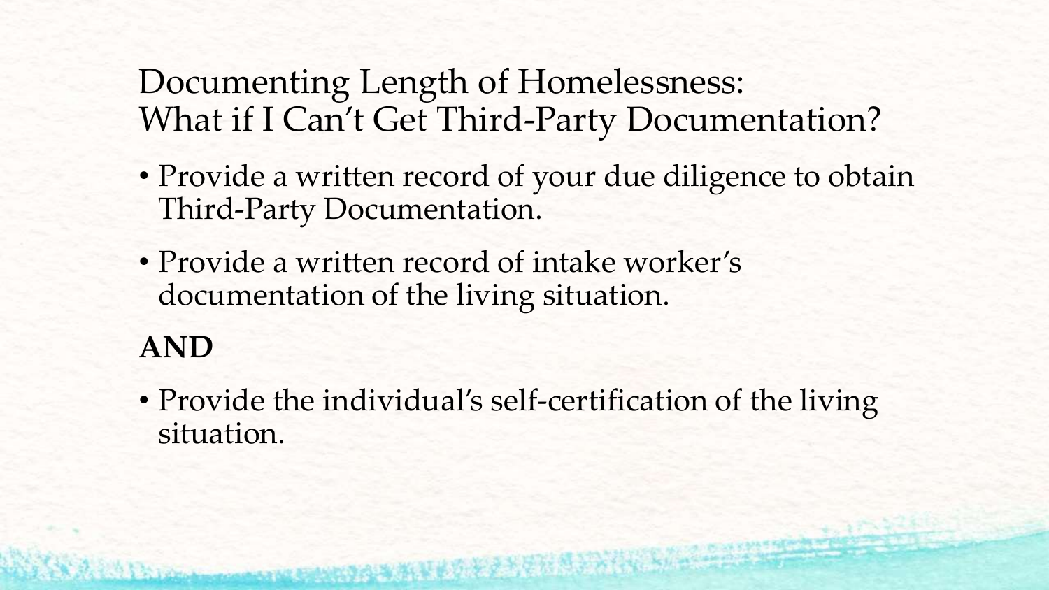# Documenting Length of Homelessness: What if I Can't Get Third-Party Documentation?

- Provide a written record of your due diligence to obtain Third-Party Documentation.
- Provide a written record of intake worker's documentation of the living situation.

**AND**

- Provide the individual's self-certification of the living situation.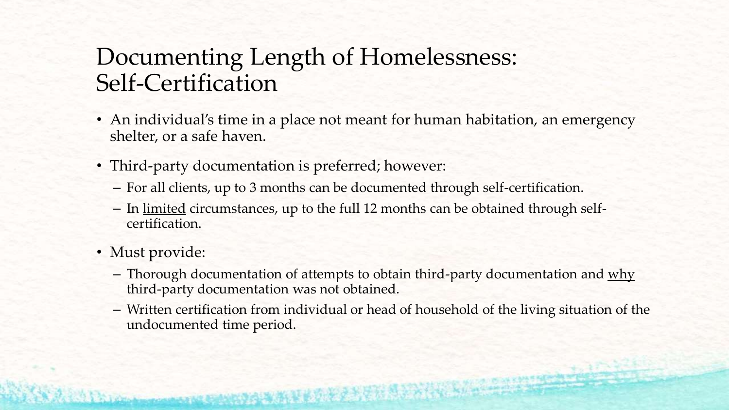# Documenting Length of Homelessness: Self-Certification

- An individual's time in a place not meant for human habitation, an emergency shelter, or a safe haven.
- Third-party documentation is preferred; however:
  - For all clients, up to 3 months can be documented through self-certification.
  - In <u>limited</u> circumstances, up to the full 12 months can be obtained through self-certification.
- Must provide:
  - Thorough documentation of attempts to obtain third-party documentation and <u>why</u> third-party documentation was not obtained.
  - Written certification from individual or head of household of the living situation of the undocumented time period.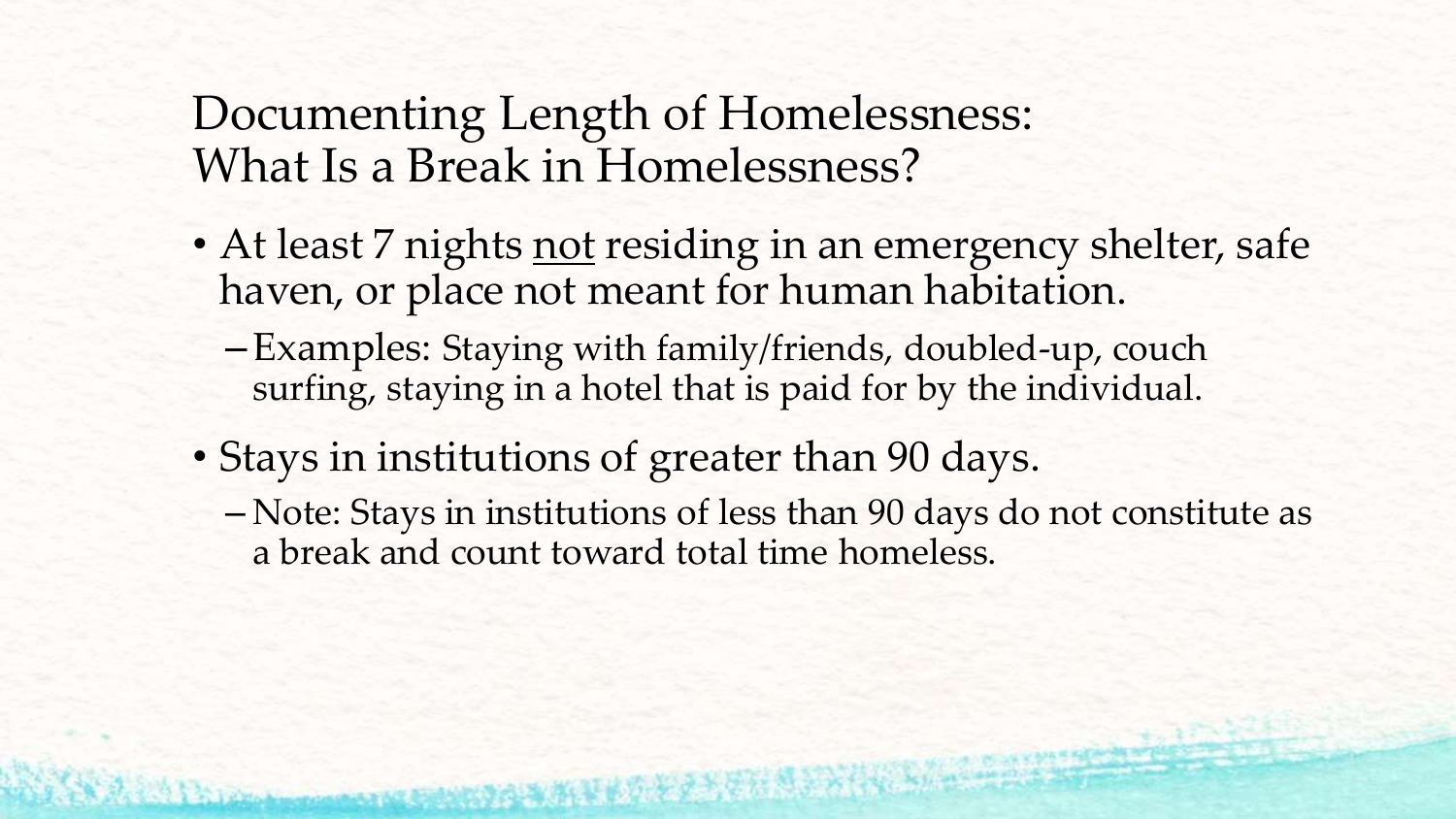# Documenting Length of Homelessness: What Is a Break in Homelessness?

- At least 7 nights <u>not</u> residing in an emergency shelter, safe haven, or place not meant for human habitation.
  - Examples: Staying with family/friends, doubled-up, couch surfing, staying in a hotel that is paid for by the individual.
- Stays in institutions of greater than 90 days.
  - Note: Stays in institutions of less than 90 days do not constitute as a break and count toward total time homeless.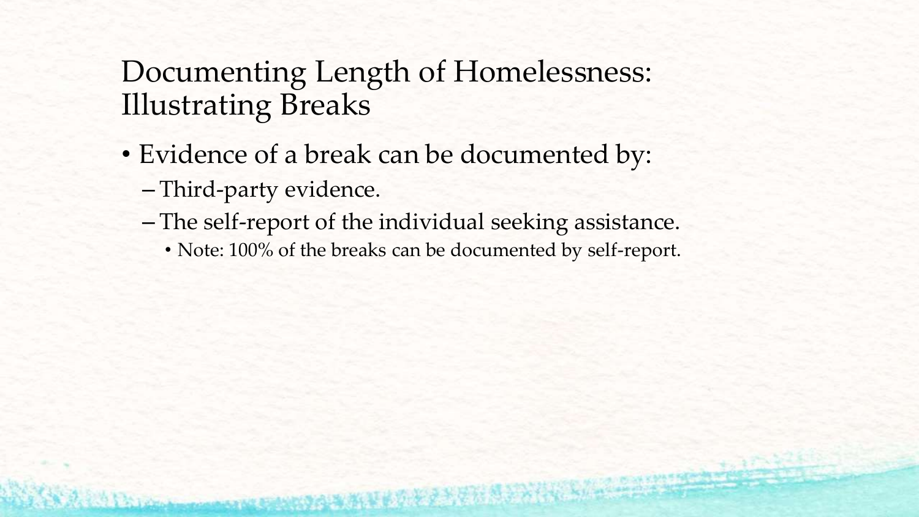# Documenting Length of Homelessness: Illustrating Breaks

- Evidence of a break can be documented by:
  - Third-party evidence.
  - The self-report of the individual seeking assistance.
    - Note: 100% of the breaks can be documented by self-report.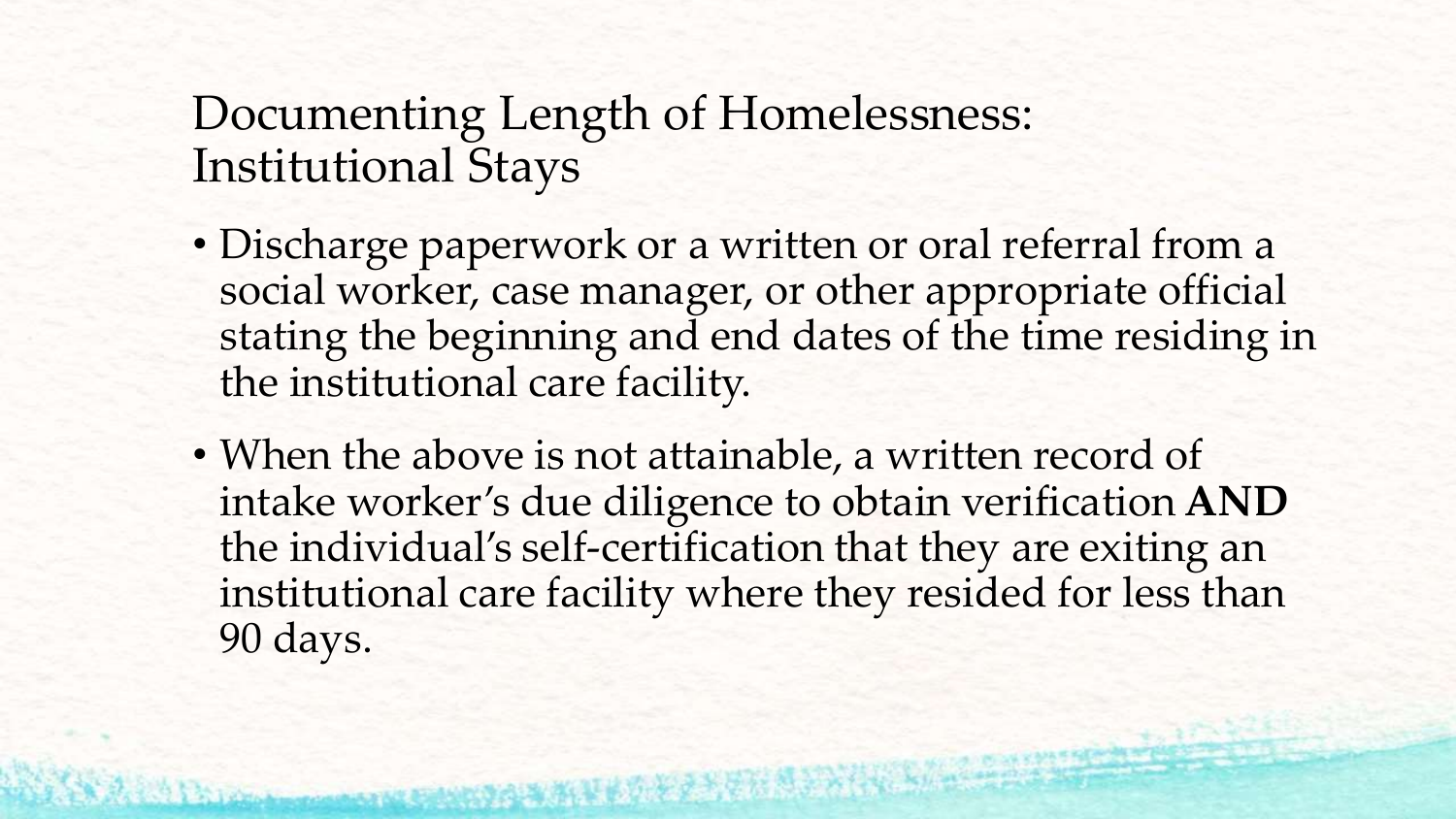# Documenting Length of Homelessness: Institutional Stays

- Discharge paperwork or a written or oral referral from a social worker, case manager, or other appropriate official stating the beginning and end dates of the time residing in the institutional care facility.
- When the above is not attainable, a written record of intake worker's due diligence to obtain verification **AND** the individual's self-certification that they are exiting an institutional care facility where they resided for less than 90 days.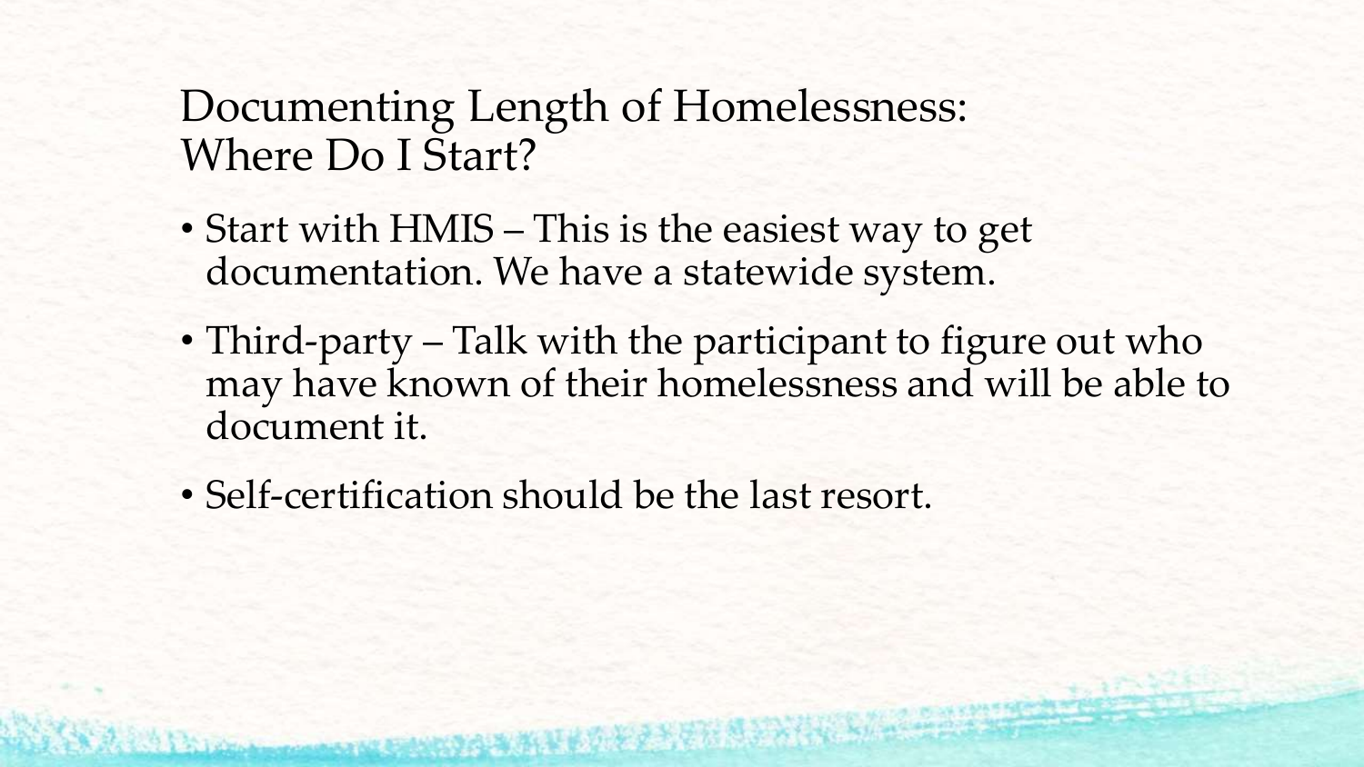# Documenting Length of Homelessness: Where Do I Start?

- Start with HMIS – This is the easiest way to get documentation. We have a statewide system.
- Third-party – Talk with the participant to figure out who may have known of their homelessness and will be able to document it.
- Self-certification should be the last resort.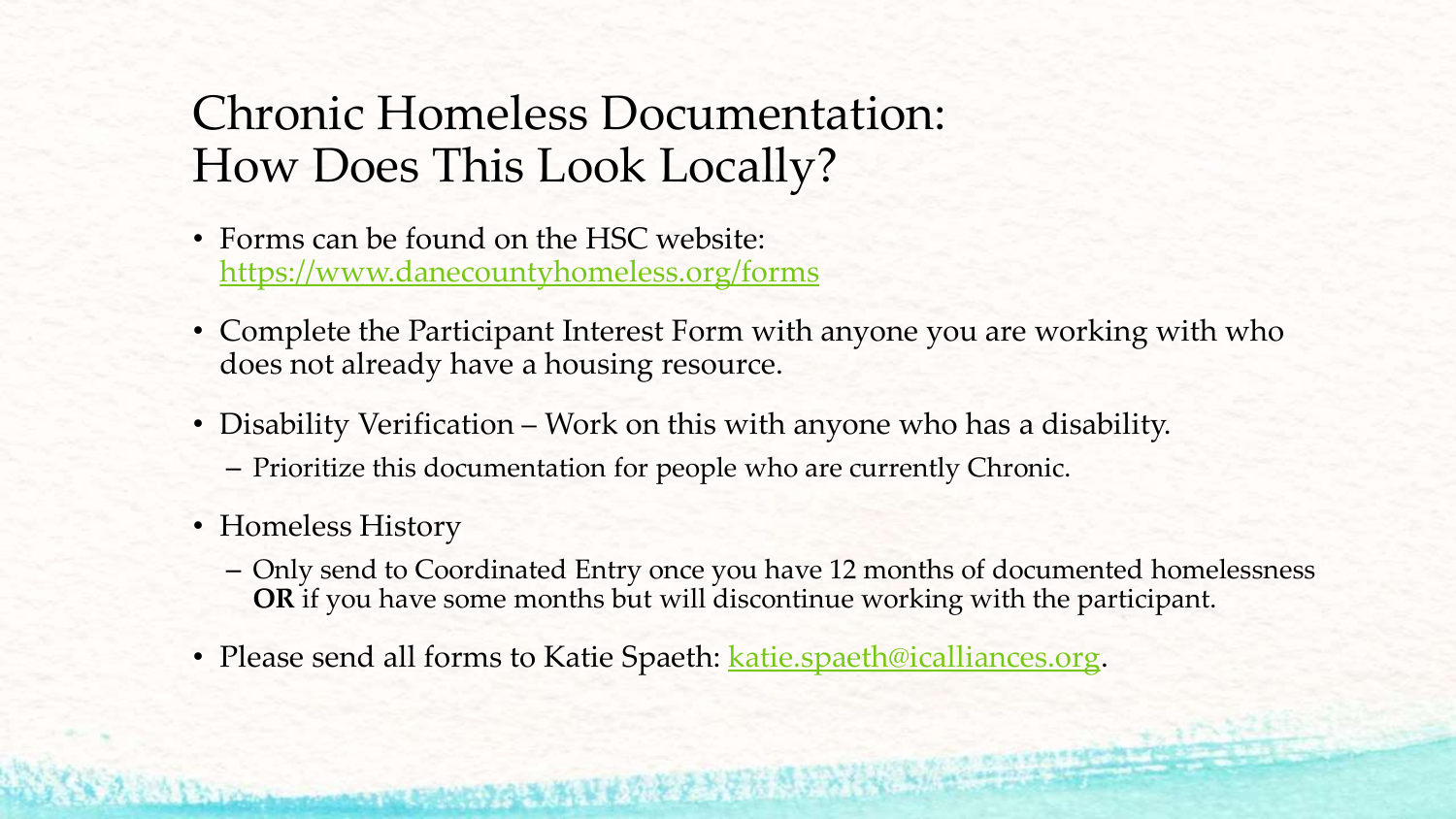# Chronic Homeless Documentation: How Does This Look Locally?

- Forms can be found on the HSC website: https://www.danecountyhomeless.org/forms
- Complete the Participant Interest Form with anyone you are working with who does not already have a housing resource.
- Disability Verification – Work on this with anyone who has a disability.
  - Prioritize this documentation for people who are currently Chronic.
- Homeless History
  - Only send to Coordinated Entry once you have 12 months of documented homelessness **OR** if you have some months but will discontinue working with the participant.
- Please send all forms to Katie Spaeth: katie.spaeth@icalliances.org.